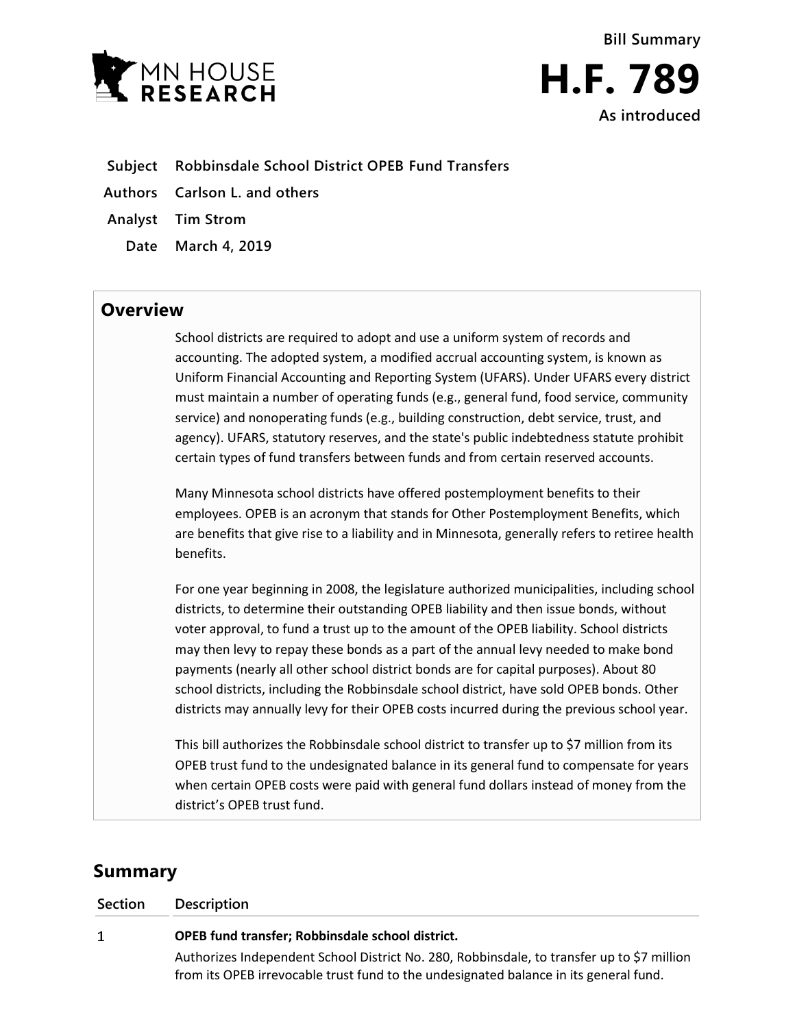MN HOUSE RESEARCH

Bill Summary

# H.F. 789

As introduced

**Subject** Robbinsdale School District OPEB Fund Transfers

**Authors** Carlson L. and others

**Analyst** Tim Strom

**Date** March 4, 2019

## Overview

School districts are required to adopt and use a uniform system of records and accounting. The adopted system, a modified accrual accounting system, is known as Uniform Financial Accounting and Reporting System (UFARS). Under UFARS every district must maintain a number of operating funds (e.g., general fund, food service, community service) and nonoperating funds (e.g., building construction, debt service, trust, and agency). UFARS, statutory reserves, and the state's public indebtedness statute prohibit certain types of fund transfers between funds and from certain reserved accounts.

Many Minnesota school districts have offered postemployment benefits to their employees. OPEB is an acronym that stands for Other Postemployment Benefits, which are benefits that give rise to a liability and in Minnesota, generally refers to retiree health benefits.

For one year beginning in 2008, the legislature authorized municipalities, including school districts, to determine their outstanding OPEB liability and then issue bonds, without voter approval, to fund a trust up to the amount of the OPEB liability. School districts may then levy to repay these bonds as a part of the annual levy needed to make bond payments (nearly all other school district bonds are for capital purposes). About 80 school districts, including the Robbinsdale school district, have sold OPEB bonds. Other districts may annually levy for their OPEB costs incurred during the previous school year.

This bill authorizes the Robbinsdale school district to transfer up to $7 million from its OPEB trust fund to the undesignated balance in its general fund to compensate for years when certain OPEB costs were paid with general fund dollars instead of money from the district's OPEB trust fund.

## Summary

| Section | Description |
|---|---|
| 1 | **OPEB fund transfer; Robbinsdale school district.** Authorizes Independent School District No. 280, Robbinsdale, to transfer up to $7 million from its OPEB irrevocable trust fund to the undesignated balance in its general fund. |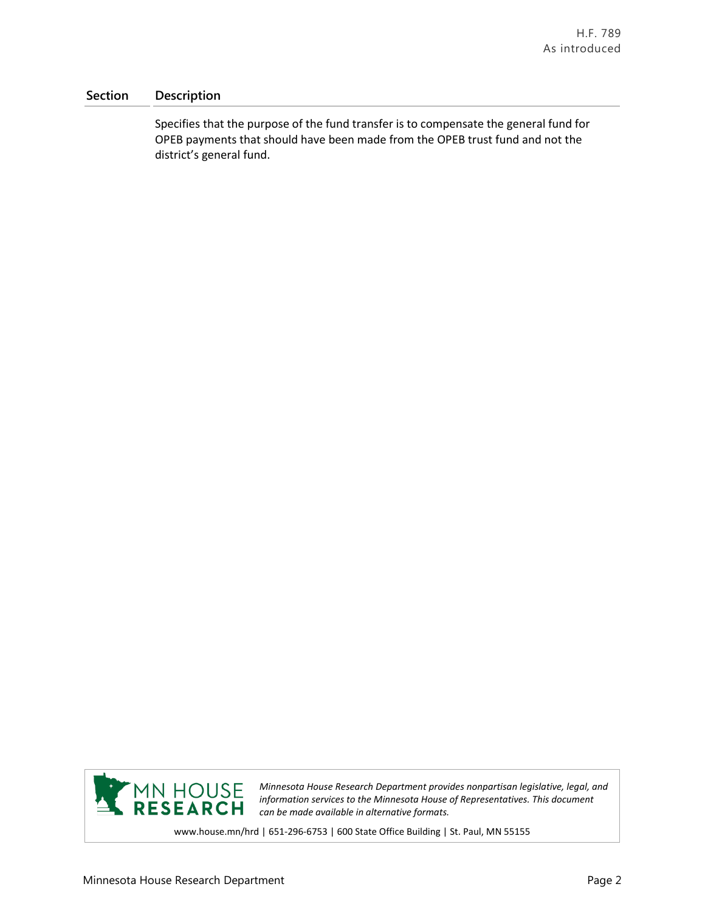| Section | Description |
|---|---|
| | Specifies that the purpose of the fund transfer is to compensate the general fund for OPEB payments that should have been made from the OPEB trust fund and not the district's general fund. |

*Minnesota House Research Department provides nonpartisan legislative, legal, and information services to the Minnesota House of Representatives. This document can be made available in alternative formats.*

www.house.mn/hrd | 651-296-6753 | 600 State Office Building | St. Paul, MN 55155